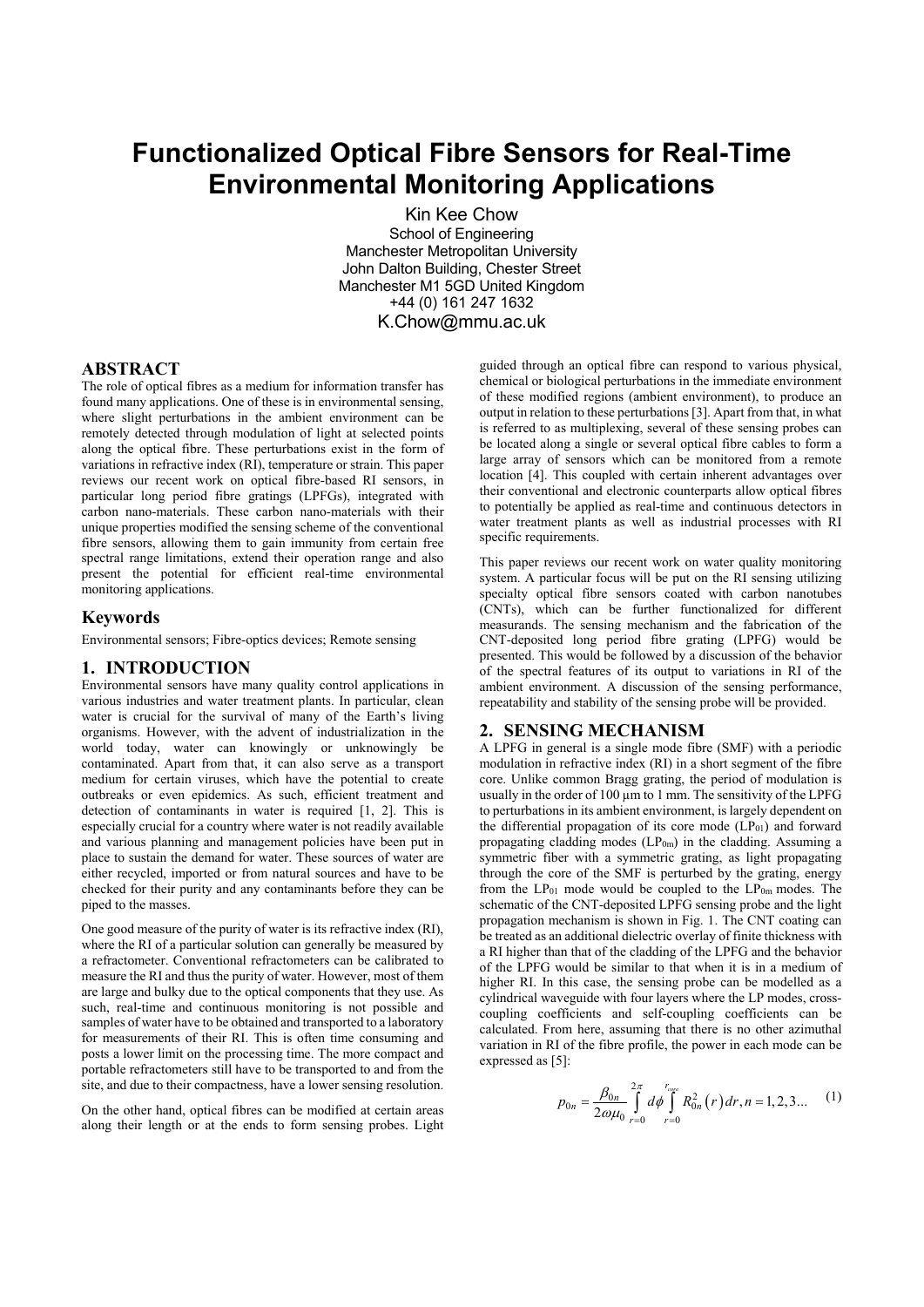# Functionalized Optical Fibre Sensors for Real-Time Environmental Monitoring Applications

Kin Kee Chow
School of Engineering
Manchester Metropolitan University
John Dalton Building, Chester Street
Manchester M1 5GD United Kingdom
+44 (0) 161 247 1632
K.Chow@mmu.ac.uk

## ABSTRACT

The role of optical fibres as a medium for information transfer has found many applications. One of these is in environmental sensing, where slight perturbations in the ambient environment can be remotely detected through modulation of light at selected points along the optical fibre. These perturbations exist in the form of variations in refractive index (RI), temperature or strain. This paper reviews our recent work on optical fibre-based RI sensors, in particular long period fibre gratings (LPFGs), integrated with carbon nano-materials. These carbon nano-materials with their unique properties modified the sensing scheme of the conventional fibre sensors, allowing them to gain immunity from certain free spectral range limitations, extend their operation range and also present the potential for efficient real-time environmental monitoring applications.

## Keywords

Environmental sensors; Fibre-optics devices; Remote sensing

## 1. INTRODUCTION

Environmental sensors have many quality control applications in various industries and water treatment plants. In particular, clean water is crucial for the survival of many of the Earth's living organisms. However, with the advent of industrialization in the world today, water can knowingly or unknowingly be contaminated. Apart from that, it can also serve as a transport medium for certain viruses, which have the potential to create outbreaks or even epidemics. As such, efficient treatment and detection of contaminants in water is required [1, 2]. This is especially crucial for a country where water is not readily available and various planning and management policies have been put in place to sustain the demand for water. These sources of water are either recycled, imported or from natural sources and have to be checked for their purity and any contaminants before they can be piped to the masses.

One good measure of the purity of water is its refractive index (RI), where the RI of a particular solution can generally be measured by a refractometer. Conventional refractometers can be calibrated to measure the RI and thus the purity of water. However, most of them are large and bulky due to the optical components that they use. As such, real-time and continuous monitoring is not possible and samples of water have to be obtained and transported to a laboratory for measurements of their RI. This is often time consuming and posts a lower limit on the processing time. The more compact and portable refractometers still have to be transported to and from the site, and due to their compactness, have a lower sensing resolution.

On the other hand, optical fibres can be modified at certain areas along their length or at the ends to form sensing probes. Light guided through an optical fibre can respond to various physical, chemical or biological perturbations in the immediate environment of these modified regions (ambient environment), to produce an output in relation to these perturbations [3]. Apart from that, in what is referred to as multiplexing, several of these sensing probes can be located along a single or several optical fibre cables to form a large array of sensors which can be monitored from a remote location [4]. This coupled with certain inherent advantages over their conventional and electronic counterparts allow optical fibres to potentially be applied as real-time and continuous detectors in water treatment plants as well as industrial processes with RI specific requirements.

This paper reviews our recent work on water quality monitoring system. A particular focus will be put on the RI sensing utilizing specialty optical fibre sensors coated with carbon nanotubes (CNTs), which can be further functionalized for different measurands. The sensing mechanism and the fabrication of the CNT-deposited long period fibre grating (LPFG) would be presented. This would be followed by a discussion of the behavior of the spectral features of its output to variations in RI of the ambient environment. A discussion of the sensing performance, repeatability and stability of the sensing probe will be provided.

## 2. SENSING MECHANISM

A LPFG in general is a single mode fibre (SMF) with a periodic modulation in refractive index (RI) in a short segment of the fibre core. Unlike common Bragg grating, the period of modulation is usually in the order of 100 µm to 1 mm. The sensitivity of the LPFG to perturbations in its ambient environment, is largely dependent on the differential propagation of its core mode ($LP_{01}$) and forward propagating cladding modes ($LP_{0m}$) in the cladding. Assuming a symmetric fiber with a symmetric grating, as light propagating through the core of the SMF is perturbed by the grating, energy from the $LP_{01}$ mode would be coupled to the $LP_{0m}$ modes. The schematic of the CNT-deposited LPFG sensing probe and the light propagation mechanism is shown in Fig. 1. The CNT coating can be treated as an additional dielectric overlay of finite thickness with a RI higher than that of the cladding of the LPFG and the behavior of the LPFG would be similar to that when it is in a medium of higher RI. In this case, the sensing probe can be modelled as a cylindrical waveguide with four layers where the LP modes, cross-coupling coefficients and self-coupling coefficients can be calculated. From here, assuming that there is no other azimuthal variation in RI of the fibre profile, the power in each mode can be expressed as [5]:

$$p_{0n} = \frac{\beta_{0n}}{2\omega\mu_0} \int_{r=0}^{2\pi} d\phi \int_{r=0}^{r_{core}} R_{0n}^2(r)\, dr, n = 1, 2, 3... \quad (1)$$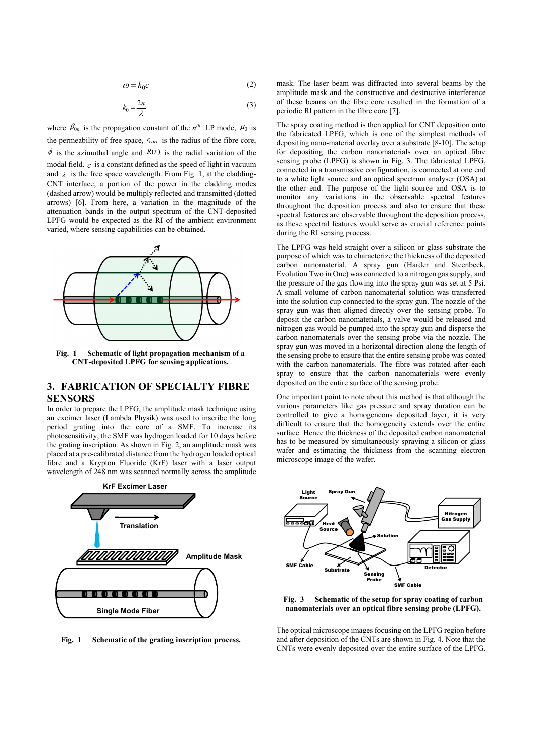$$\omega = k_0 c \tag{2}$$

$$k_0 = \frac{2\pi}{\lambda} \tag{3}$$

where $\beta_{0n}$ is the propagation constant of the $n^{th}$ LP mode, $\mu_0$ is the permeability of free space, $r_{core}$ is the radius of the fibre core, $\phi$ is the azimuthal angle and $R(r)$ is the radial variation of the modal field. $c$ is a constant defined as the speed of light in vacuum and $\lambda$ is the free space wavelength. From Fig. 1, at the cladding-CNT interface, a portion of the power in the cladding modes (dashed arrow) would be multiply reflected and transmitted (dotted arrows) [6]. From here, a variation in the magnitude of the attenuation bands in the output spectrum of the CNT-deposited LPFG would be expected as the RI of the ambient environment varied, where sensing capabilities can be obtained.

**Fig. 1 Schematic of light propagation mechanism of a CNT-deposited LPFG for sensing applications.**

## 3. FABRICATION OF SPECIALTY FIBRE SENSORS

In order to prepare the LPFG, the amplitude mask technique using an excimer laser (Lambda Physik) was used to inscribe the long period grating into the core of a SMF. To increase its photosensitivity, the SMF was hydrogen loaded for 10 days before the grating inscription. As shown in Fig. 2, an amplitude mask was placed at a pre-calibrated distance from the hydrogen loaded optical fibre and a Krypton Fluoride (KrF) laser with a laser output wavelength of 248 nm was scanned normally across the amplitude mask. The laser beam was diffracted into several beams by the amplitude mask and the constructive and destructive interference of these beams on the fibre core resulted in the formation of a periodic RI pattern in the fibre core [7].

**Fig. 1 Schematic of the grating inscription process.**

The spray coating method is then applied for CNT deposition onto the fabricated LPFG, which is one of the simplest methods of depositing nano-material overlay over a substrate [8-10]. The setup for depositing the carbon nanomaterials over an optical fibre sensing probe (LPFG) is shown in Fig. 3. The fabricated LPFG, connected in a transmissive configuration, is connected at one end to a white light source and an optical spectrum analyser (OSA) at the other end. The purpose of the light source and OSA is to monitor any variations in the observable spectral features throughout the deposition process and also to ensure that these spectral features are observable throughout the deposition process, as these spectral features would serve as crucial reference points during the RI sensing process.

The LPFG was held straight over a silicon or glass substrate the purpose of which was to characterize the thickness of the deposited carbon nanomaterial. A spray gun (Harder and Steenbeck, Evolution Two in One) was connected to a nitrogen gas supply, and the pressure of the gas flowing into the spray gun was set at 5 Psi. A small volume of carbon nanomaterial solution was transferred into the solution cup connected to the spray gun. The nozzle of the spray gun was then aligned directly over the sensing probe. To deposit the carbon nanomaterials, a valve would be released and nitrogen gas would be pumped into the spray gun and disperse the carbon nanomaterials over the sensing probe via the nozzle. The spray gun was moved in a horizontal direction along the length of the sensing probe to ensure that the entire sensing probe was coated with the carbon nanomaterials. The fibre was rotated after each spray to ensure that the carbon nanomaterials were evenly deposited on the entire surface of the sensing probe.

One important point to note about this method is that although the various parameters like gas pressure and spray duration can be controlled to give a homogeneous deposited layer, it is very difficult to ensure that the homogeneity extends over the entire surface. Hence the thickness of the deposited carbon nanomaterial has to be measured by simultaneously spraying a silicon or glass wafer and estimating the thickness from the scanning electron microscope image of the wafer.

**Fig. 3 Schematic of the setup for spray coating of carbon nanomaterials over an optical fibre sensing probe (LPFG).**

The optical microscope images focusing on the LPFG region before and after deposition of the CNTs are shown in Fig. 4. Note that the CNTs were evenly deposited over the entire surface of the LPFG.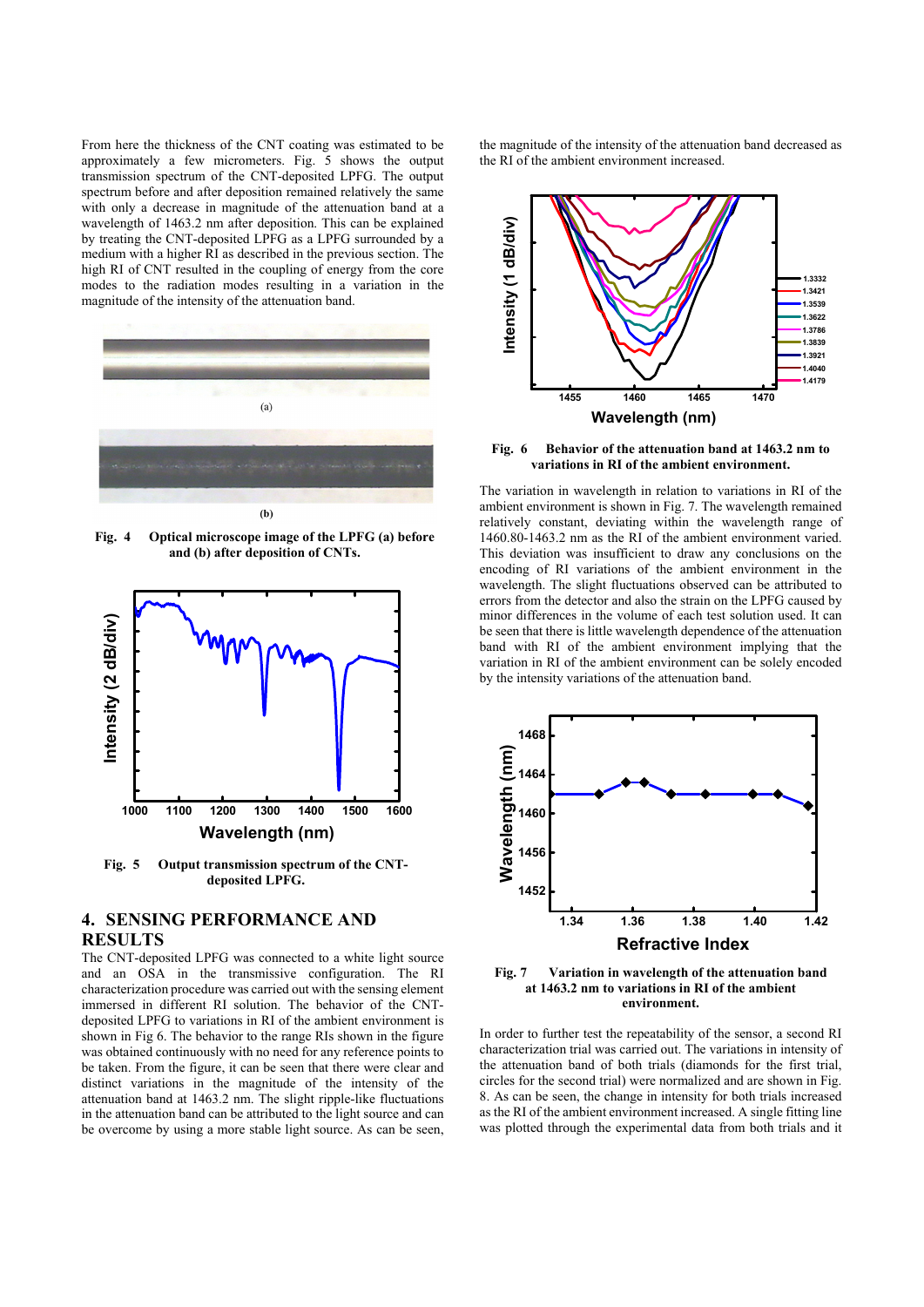From here the thickness of the CNT coating was estimated to be approximately a few micrometers. Fig. 5 shows the output transmission spectrum of the CNT-deposited LPFG. The output spectrum before and after deposition remained relatively the same with only a decrease in magnitude of the attenuation band at a wavelength of 1463.2 nm after deposition. This can be explained by treating the CNT-deposited LPFG as a LPFG surrounded by a medium with a higher RI as described in the previous section. The high RI of CNT resulted in the coupling of energy from the core modes to the radiation modes resulting in a variation in the magnitude of the intensity of the attenuation band.

**Fig. 4 Optical microscope image of the LPFG (a) before and (b) after deposition of CNTs.**

**Fig. 5 Output transmission spectrum of the CNT-deposited LPFG.**

## 4. SENSING PERFORMANCE AND RESULTS

The CNT-deposited LPFG was connected to a white light source and an OSA in the transmissive configuration. The RI characterization procedure was carried out with the sensing element immersed in different RI solution. The behavior of the CNT-deposited LPFG to variations in RI of the ambient environment is shown in Fig 6. The behavior to the range RIs shown in the figure was obtained continuously with no need for any reference points to be taken. From the figure, it can be seen that there were clear and distinct variations in the magnitude of the intensity of the attenuation band at 1463.2 nm. The slight ripple-like fluctuations in the attenuation band can be attributed to the light source and can be overcome by using a more stable light source. As can be seen, the magnitude of the intensity of the attenuation band decreased as the RI of the ambient environment increased.

**Fig. 6 Behavior of the attenuation band at 1463.2 nm to variations in RI of the ambient environment.**

The variation in wavelength in relation to variations in RI of the ambient environment is shown in Fig. 7. The wavelength remained relatively constant, deviating within the wavelength range of 1460.80-1463.2 nm as the RI of the ambient environment varied. This deviation was insufficient to draw any conclusions on the encoding of RI variations of the ambient environment in the wavelength. The slight fluctuations observed can be attributed to errors from the detector and also the strain on the LPFG caused by minor differences in the volume of each test solution used. It can be seen that there is little wavelength dependence of the attenuation band with RI of the ambient environment implying that the variation in RI of the ambient environment can be solely encoded by the intensity variations of the attenuation band.

**Fig. 7 Variation in wavelength of the attenuation band at 1463.2 nm to variations in RI of the ambient environment.**

In order to further test the repeatability of the sensor, a second RI characterization trial was carried out. The variations in intensity of the attenuation band of both trials (diamonds for the first trial, circles for the second trial) were normalized and are shown in Fig. 8. As can be seen, the change in intensity for both trials increased as the RI of the ambient environment increased. A single fitting line was plotted through the experimental data from both trials and it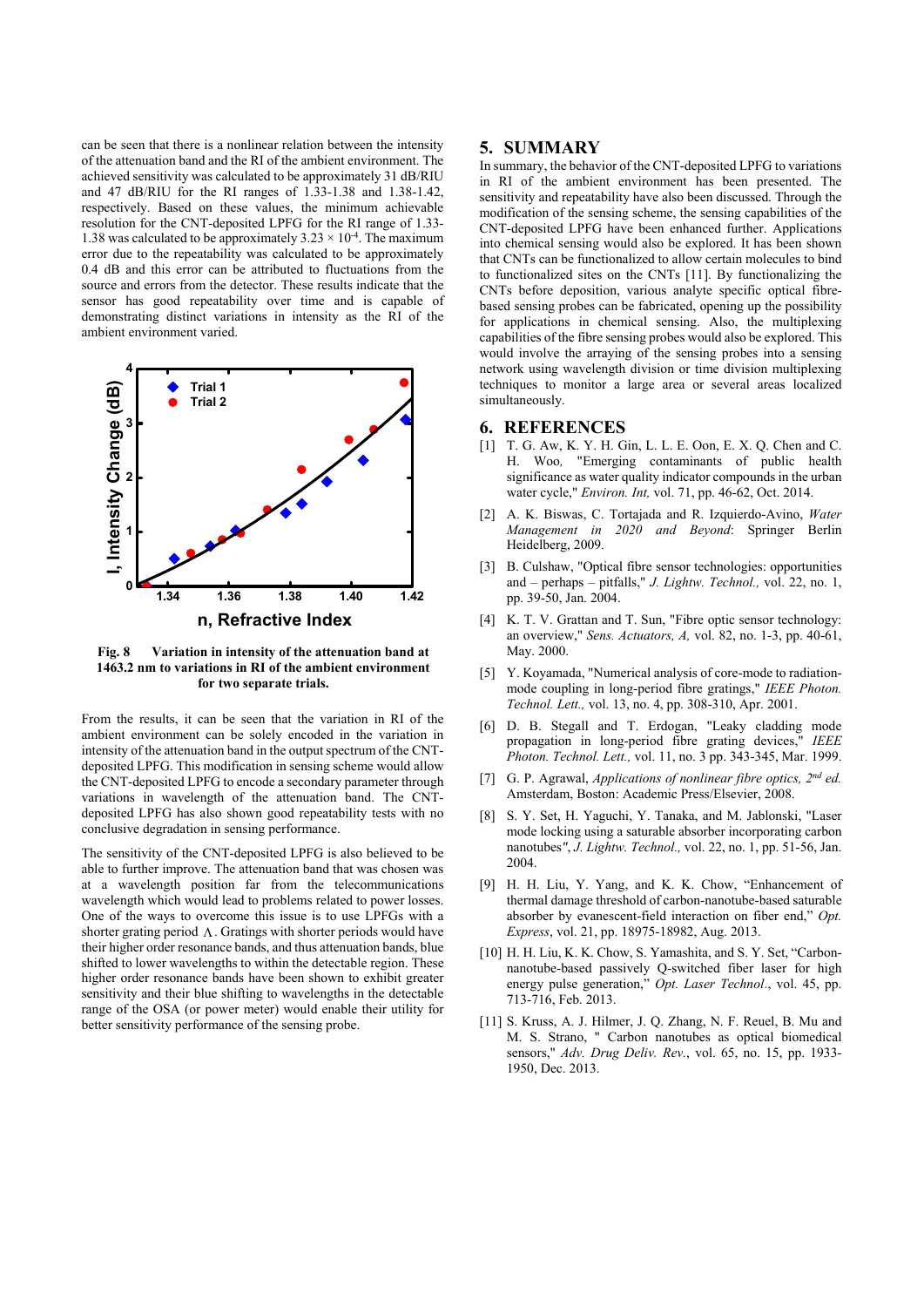can be seen that there is a nonlinear relation between the intensity of the attenuation band and the RI of the ambient environment. The achieved sensitivity was calculated to be approximately 31 dB/RIU and 47 dB/RIU for the RI ranges of 1.33-1.38 and 1.38-1.42, respectively. Based on these values, the minimum achievable resolution for the CNT-deposited LPFG for the RI range of 1.33-1.38 was calculated to be approximately $3.23 \times 10^{-4}$. The maximum error due to the repeatability was calculated to be approximately 0.4 dB and this error can be attributed to fluctuations from the source and errors from the detector. These results indicate that the sensor has good repeatability over time and is capable of demonstrating distinct variations in intensity as the RI of the ambient environment varied.

Trial 1
Trial 2
I, Intensity Change (dB)
0
1
2
3
4
1.34
1.36
1.38
1.40
1.42
n, Refractive Index

**Fig. 8 Variation in intensity of the attenuation band at 1463.2 nm to variations in RI of the ambient environment for two separate trials.**

From the results, it can be seen that the variation in RI of the ambient environment can be solely encoded in the variation in intensity of the attenuation band in the output spectrum of the CNT-deposited LPFG. This modification in sensing scheme would allow the CNT-deposited LPFG to encode a secondary parameter through variations in wavelength of the attenuation band. The CNT-deposited LPFG has also shown good repeatability tests with no conclusive degradation in sensing performance.

The sensitivity of the CNT-deposited LPFG is also believed to be able to further improve. The attenuation band that was chosen was at a wavelength position far from the telecommunications wavelength which would lead to problems related to power losses. One of the ways to overcome this issue is to use LPFGs with a shorter grating period $\Lambda$. Gratings with shorter periods would have their higher order resonance bands, and thus attenuation bands, blue shifted to lower wavelengths to within the detectable region. These higher order resonance bands have been shown to exhibit greater sensitivity and their blue shifting to wavelengths in the detectable range of the OSA (or power meter) would enable their utility for better sensitivity performance of the sensing probe.

## 5. SUMMARY

In summary, the behavior of the CNT-deposited LPFG to variations in RI of the ambient environment has been presented. The sensitivity and repeatability have also been discussed. Through the modification of the sensing scheme, the sensing capabilities of the CNT-deposited LPFG have been enhanced further. Applications into chemical sensing would also be explored. It has been shown that CNTs can be functionalized to allow certain molecules to bind to functionalized sites on the CNTs [11]. By functionalizing the CNTs before deposition, various analyte specific optical fibre-based sensing probes can be fabricated, opening up the possibility for applications in chemical sensing. Also, the multiplexing capabilities of the fibre sensing probes would also be explored. This would involve the arraying of the sensing probes into a sensing network using wavelength division or time division multiplexing techniques to monitor a large area or several areas localized simultaneously.

## 6. REFERENCES

[1] T. G. Aw, K. Y. H. Gin, L. L. E. Oon, E. X. Q. Chen and C. H. Woo, "Emerging contaminants of public health significance as water quality indicator compounds in the urban water cycle," *Environ. Int,* vol. 71, pp. 46-62, Oct. 2014.

[2] A. K. Biswas, C. Tortajada and R. Izquierdo-Avino, *Water Management in 2020 and Beyond*: Springer Berlin Heidelberg, 2009.

[3] B. Culshaw, "Optical fibre sensor technologies: opportunities and – perhaps – pitfalls," *J. Lightw. Technol.,* vol. 22, no. 1, pp. 39-50, Jan. 2004.

[4] K. T. V. Grattan and T. Sun, "Fibre optic sensor technology: an overview," *Sens. Actuators, A,* vol. 82, no. 1-3, pp. 40-61, May. 2000.

[5] Y. Koyamada, "Numerical analysis of core-mode to radiation-mode coupling in long-period fibre gratings," *IEEE Photon. Technol. Lett.,* vol. 13, no. 4, pp. 308-310, Apr. 2001.

[6] D. B. Stegall and T. Erdogan, "Leaky cladding mode propagation in long-period fibre grating devices," *IEEE Photon. Technol. Lett.,* vol. 11, no. 3 pp. 343-345, Mar. 1999.

[7] G. P. Agrawal, *Applications of nonlinear fibre optics, 2nd ed.* Amsterdam, Boston: Academic Press/Elsevier, 2008.

[8] S. Y. Set, H. Yaguchi, Y. Tanaka, and M. Jablonski, "Laser mode locking using a saturable absorber incorporating carbon nanotubes", *J. Lightw. Technol.,* vol. 22, no. 1, pp. 51-56, Jan. 2004.

[9] H. H. Liu, Y. Yang, and K. K. Chow, "Enhancement of thermal damage threshold of carbon-nanotube-based saturable absorber by evanescent-field interaction on fiber end," *Opt. Express*, vol. 21, pp. 18975-18982, Aug. 2013.

[10] H. H. Liu, K. K. Chow, S. Yamashita, and S. Y. Set, "Carbon-nanotube-based passively Q-switched fiber laser for high energy pulse generation," *Opt. Laser Technol.*, vol. 45, pp. 713-716, Feb. 2013.

[11] S. Kruss, A. J. Hilmer, J. Q. Zhang, N. F. Reuel, B. Mu and M. S. Strano, " Carbon nanotubes as optical biomedical sensors," *Adv. Drug Deliv. Rev.*, vol. 65, no. 15, pp. 1933-1950, Dec. 2013.